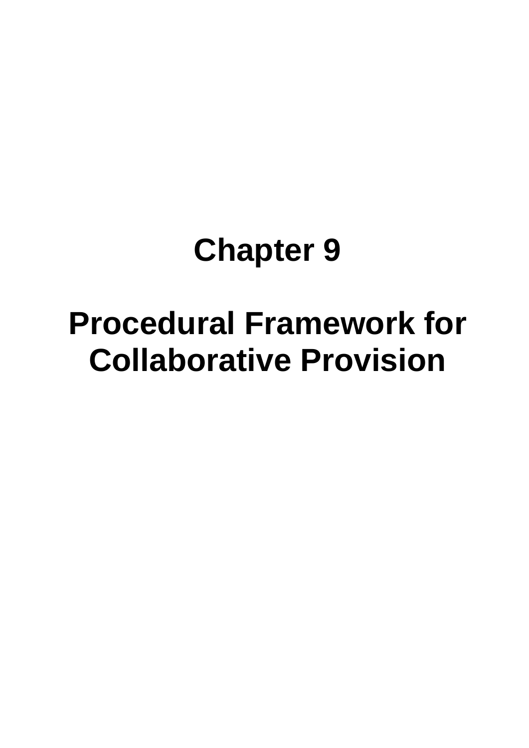# Chapter 9

# Procedural Framework for Collaborative Provision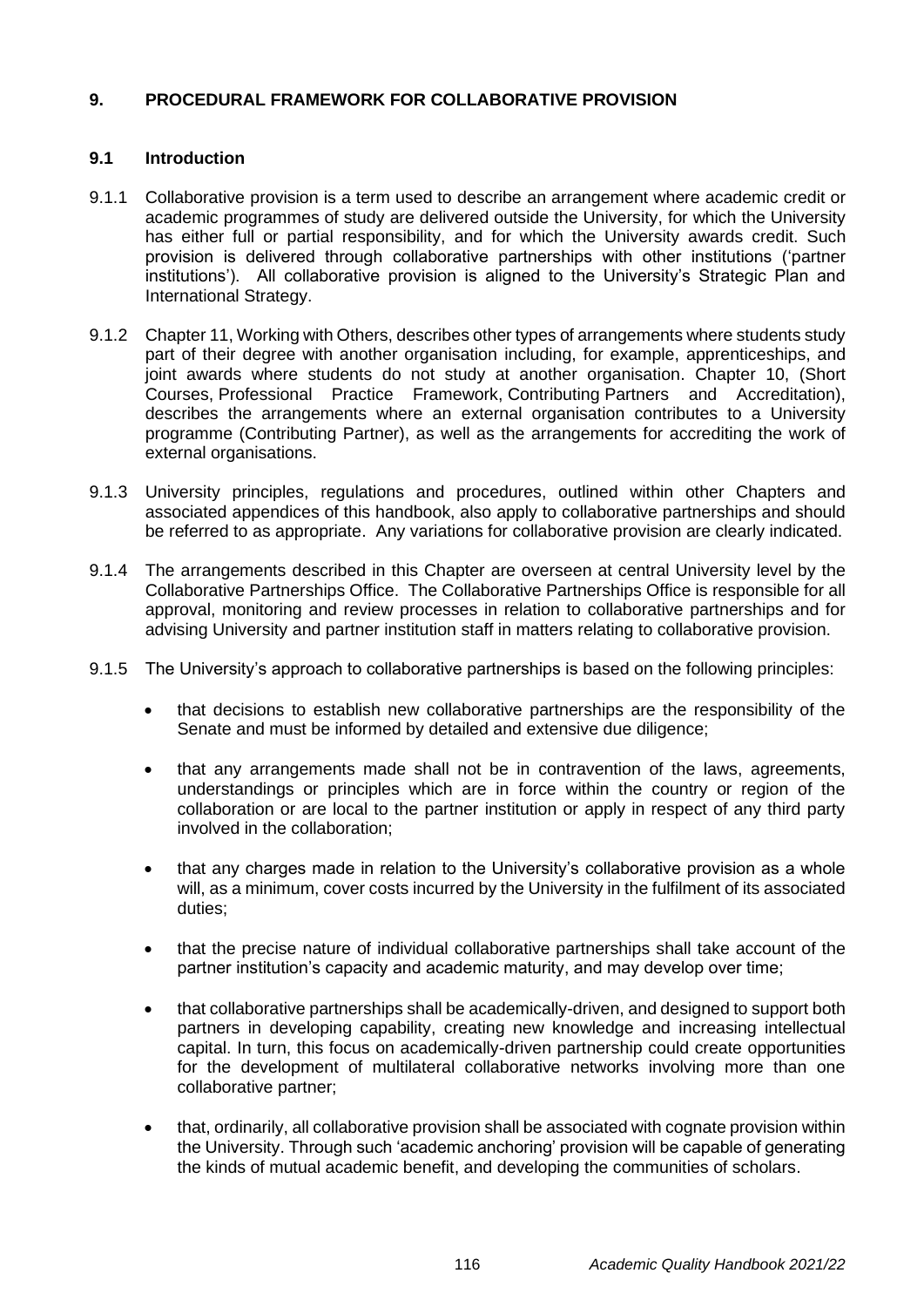## 9. PROCEDURAL FRAMEWORK FOR COLLABORATIVE PROVISION

### 9.1 Introduction

9.1.1 Collaborative provision is a term used to describe an arrangement where academic credit or academic programmes of study are delivered outside the University, for which the University has either full or partial responsibility, and for which the University awards credit. Such provision is delivered through collaborative partnerships with other institutions ('partner institutions'). All collaborative provision is aligned to the University's Strategic Plan and International Strategy.

9.1.2 Chapter 11, Working with Others, describes other types of arrangements where students study part of their degree with another organisation including, for example, apprenticeships, and joint awards where students do not study at another organisation. Chapter 10, (Short Courses, Professional Practice Framework, Contributing Partners and Accreditation), describes the arrangements where an external organisation contributes to a University programme (Contributing Partner), as well as the arrangements for accrediting the work of external organisations.

9.1.3 University principles, regulations and procedures, outlined within other Chapters and associated appendices of this handbook, also apply to collaborative partnerships and should be referred to as appropriate. Any variations for collaborative provision are clearly indicated.

9.1.4 The arrangements described in this Chapter are overseen at central University level by the Collaborative Partnerships Office. The Collaborative Partnerships Office is responsible for all approval, monitoring and review processes in relation to collaborative partnerships and for advising University and partner institution staff in matters relating to collaborative provision.

9.1.5 The University's approach to collaborative partnerships is based on the following principles:

- that decisions to establish new collaborative partnerships are the responsibility of the Senate and must be informed by detailed and extensive due diligence;
- that any arrangements made shall not be in contravention of the laws, agreements, understandings or principles which are in force within the country or region of the collaboration or are local to the partner institution or apply in respect of any third party involved in the collaboration;
- that any charges made in relation to the University's collaborative provision as a whole will, as a minimum, cover costs incurred by the University in the fulfilment of its associated duties;
- that the precise nature of individual collaborative partnerships shall take account of the partner institution's capacity and academic maturity, and may develop over time;
- that collaborative partnerships shall be academically-driven, and designed to support both partners in developing capability, creating new knowledge and increasing intellectual capital. In turn, this focus on academically-driven partnership could create opportunities for the development of multilateral collaborative networks involving more than one collaborative partner;
- that, ordinarily, all collaborative provision shall be associated with cognate provision within the University. Through such 'academic anchoring' provision will be capable of generating the kinds of mutual academic benefit, and developing the communities of scholars.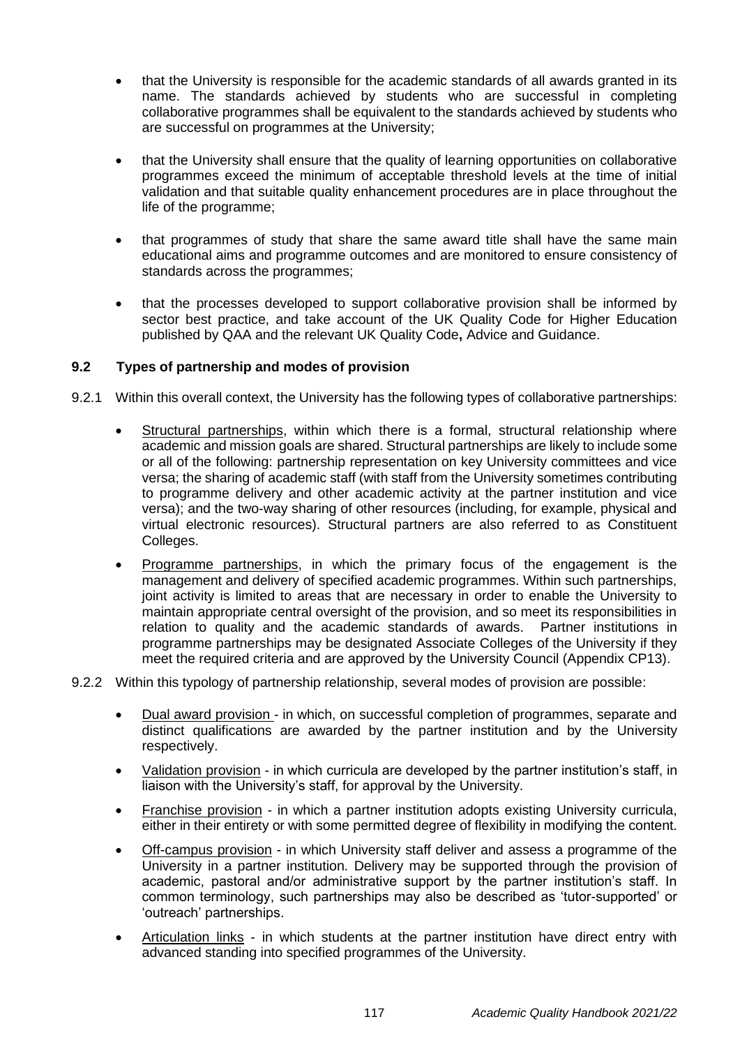- that the University is responsible for the academic standards of all awards granted in its name. The standards achieved by students who are successful in completing collaborative programmes shall be equivalent to the standards achieved by students who are successful on programmes at the University;

- that the University shall ensure that the quality of learning opportunities on collaborative programmes exceed the minimum of acceptable threshold levels at the time of initial validation and that suitable quality enhancement procedures are in place throughout the life of the programme;

- that programmes of study that share the same award title shall have the same main educational aims and programme outcomes and are monitored to ensure consistency of standards across the programmes;

- that the processes developed to support collaborative provision shall be informed by sector best practice, and take account of the UK Quality Code for Higher Education published by QAA and the relevant UK Quality Code**,** Advice and Guidance.

### 9.2 Types of partnership and modes of provision

9.2.1 Within this overall context, the University has the following types of collaborative partnerships:

- Structural partnerships, within which there is a formal, structural relationship where academic and mission goals are shared. Structural partnerships are likely to include some or all of the following: partnership representation on key University committees and vice versa; the sharing of academic staff (with staff from the University sometimes contributing to programme delivery and other academic activity at the partner institution and vice versa); and the two-way sharing of other resources (including, for example, physical and virtual electronic resources). Structural partners are also referred to as Constituent Colleges.

- Programme partnerships, in which the primary focus of the engagement is the management and delivery of specified academic programmes. Within such partnerships, joint activity is limited to areas that are necessary in order to enable the University to maintain appropriate central oversight of the provision, and so meet its responsibilities in relation to quality and the academic standards of awards. Partner institutions in programme partnerships may be designated Associate Colleges of the University if they meet the required criteria and are approved by the University Council (Appendix CP13).

9.2.2 Within this typology of partnership relationship, several modes of provision are possible:

- Dual award provision - in which, on successful completion of programmes, separate and distinct qualifications are awarded by the partner institution and by the University respectively.

- Validation provision - in which curricula are developed by the partner institution's staff, in liaison with the University's staff, for approval by the University.

- Franchise provision - in which a partner institution adopts existing University curricula, either in their entirety or with some permitted degree of flexibility in modifying the content.

- Off-campus provision - in which University staff deliver and assess a programme of the University in a partner institution. Delivery may be supported through the provision of academic, pastoral and/or administrative support by the partner institution's staff. In common terminology, such partnerships may also be described as 'tutor-supported' or 'outreach' partnerships.

- Articulation links - in which students at the partner institution have direct entry with advanced standing into specified programmes of the University.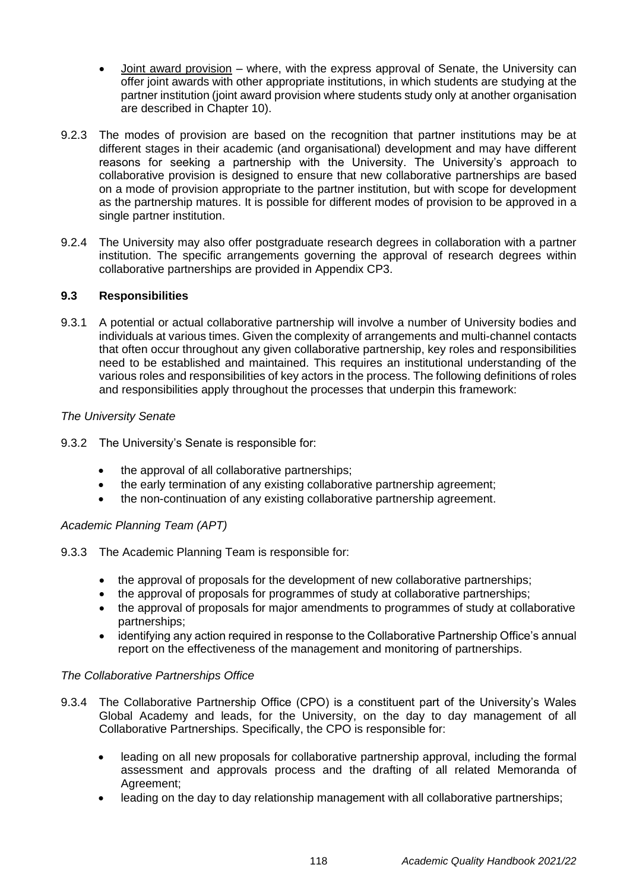- Joint award provision – where, with the express approval of Senate, the University can offer joint awards with other appropriate institutions, in which students are studying at the partner institution (joint award provision where students study only at another organisation are described in Chapter 10).

9.2.3 The modes of provision are based on the recognition that partner institutions may be at different stages in their academic (and organisational) development and may have different reasons for seeking a partnership with the University. The University's approach to collaborative provision is designed to ensure that new collaborative partnerships are based on a mode of provision appropriate to the partner institution, but with scope for development as the partnership matures. It is possible for different modes of provision to be approved in a single partner institution.

9.2.4 The University may also offer postgraduate research degrees in collaboration with a partner institution. The specific arrangements governing the approval of research degrees within collaborative partnerships are provided in Appendix CP3.

### 9.3 Responsibilities

9.3.1 A potential or actual collaborative partnership will involve a number of University bodies and individuals at various times. Given the complexity of arrangements and multi-channel contacts that often occur throughout any given collaborative partnership, key roles and responsibilities need to be established and maintained. This requires an institutional understanding of the various roles and responsibilities of key actors in the process. The following definitions of roles and responsibilities apply throughout the processes that underpin this framework:

*The University Senate*

9.3.2 The University's Senate is responsible for:

- the approval of all collaborative partnerships;
- the early termination of any existing collaborative partnership agreement;
- the non-continuation of any existing collaborative partnership agreement.

*Academic Planning Team (APT)*

9.3.3 The Academic Planning Team is responsible for:

- the approval of proposals for the development of new collaborative partnerships;
- the approval of proposals for programmes of study at collaborative partnerships;
- the approval of proposals for major amendments to programmes of study at collaborative partnerships;
- identifying any action required in response to the Collaborative Partnership Office's annual report on the effectiveness of the management and monitoring of partnerships.

*The Collaborative Partnerships Office*

9.3.4 The Collaborative Partnership Office (CPO) is a constituent part of the University's Wales Global Academy and leads, for the University, on the day to day management of all Collaborative Partnerships. Specifically, the CPO is responsible for:

- leading on all new proposals for collaborative partnership approval, including the formal assessment and approvals process and the drafting of all related Memoranda of Agreement;
- leading on the day to day relationship management with all collaborative partnerships;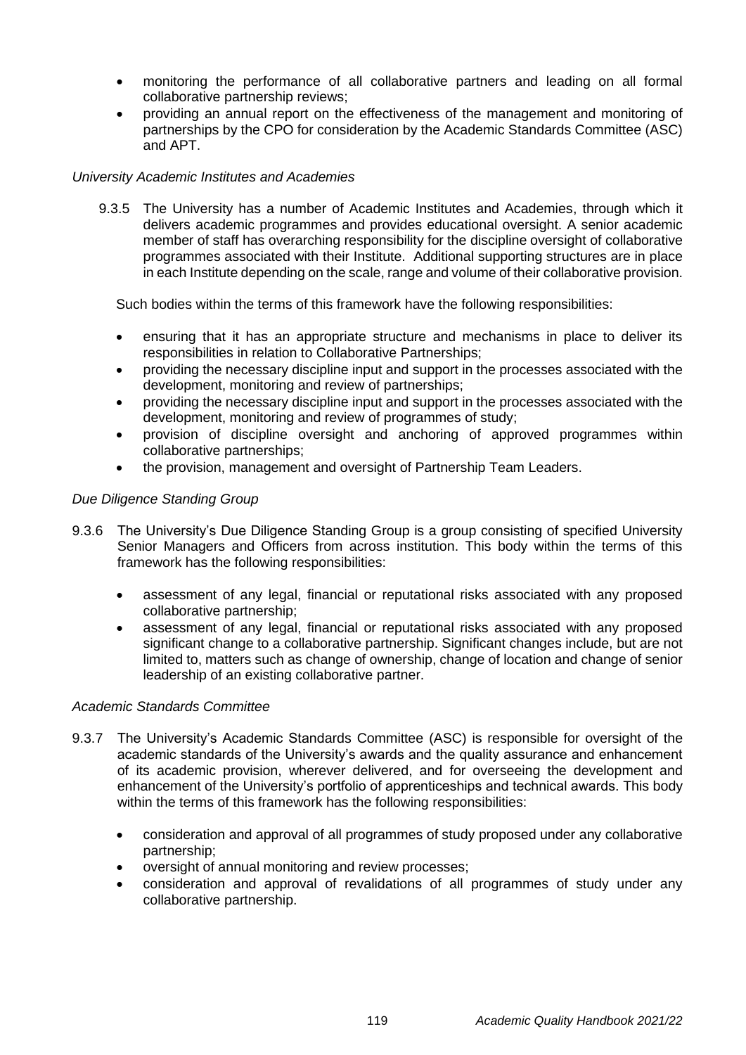- monitoring the performance of all collaborative partners and leading on all formal collaborative partnership reviews;
- providing an annual report on the effectiveness of the management and monitoring of partnerships by the CPO for consideration by the Academic Standards Committee (ASC) and APT.

*University Academic Institutes and Academies*

9.3.5 The University has a number of Academic Institutes and Academies, through which it delivers academic programmes and provides educational oversight. A senior academic member of staff has overarching responsibility for the discipline oversight of collaborative programmes associated with their Institute. Additional supporting structures are in place in each Institute depending on the scale, range and volume of their collaborative provision.

Such bodies within the terms of this framework have the following responsibilities:

- ensuring that it has an appropriate structure and mechanisms in place to deliver its responsibilities in relation to Collaborative Partnerships;
- providing the necessary discipline input and support in the processes associated with the development, monitoring and review of partnerships;
- providing the necessary discipline input and support in the processes associated with the development, monitoring and review of programmes of study;
- provision of discipline oversight and anchoring of approved programmes within collaborative partnerships;
- the provision, management and oversight of Partnership Team Leaders.

*Due Diligence Standing Group*

9.3.6 The University's Due Diligence Standing Group is a group consisting of specified University Senior Managers and Officers from across institution. This body within the terms of this framework has the following responsibilities:

- assessment of any legal, financial or reputational risks associated with any proposed collaborative partnership;
- assessment of any legal, financial or reputational risks associated with any proposed significant change to a collaborative partnership. Significant changes include, but are not limited to, matters such as change of ownership, change of location and change of senior leadership of an existing collaborative partner.

*Academic Standards Committee*

9.3.7 The University's Academic Standards Committee (ASC) is responsible for oversight of the academic standards of the University's awards and the quality assurance and enhancement of its academic provision, wherever delivered, and for overseeing the development and enhancement of the University's portfolio of apprenticeships and technical awards. This body within the terms of this framework has the following responsibilities:

- consideration and approval of all programmes of study proposed under any collaborative partnership;
- oversight of annual monitoring and review processes;
- consideration and approval of revalidations of all programmes of study under any collaborative partnership.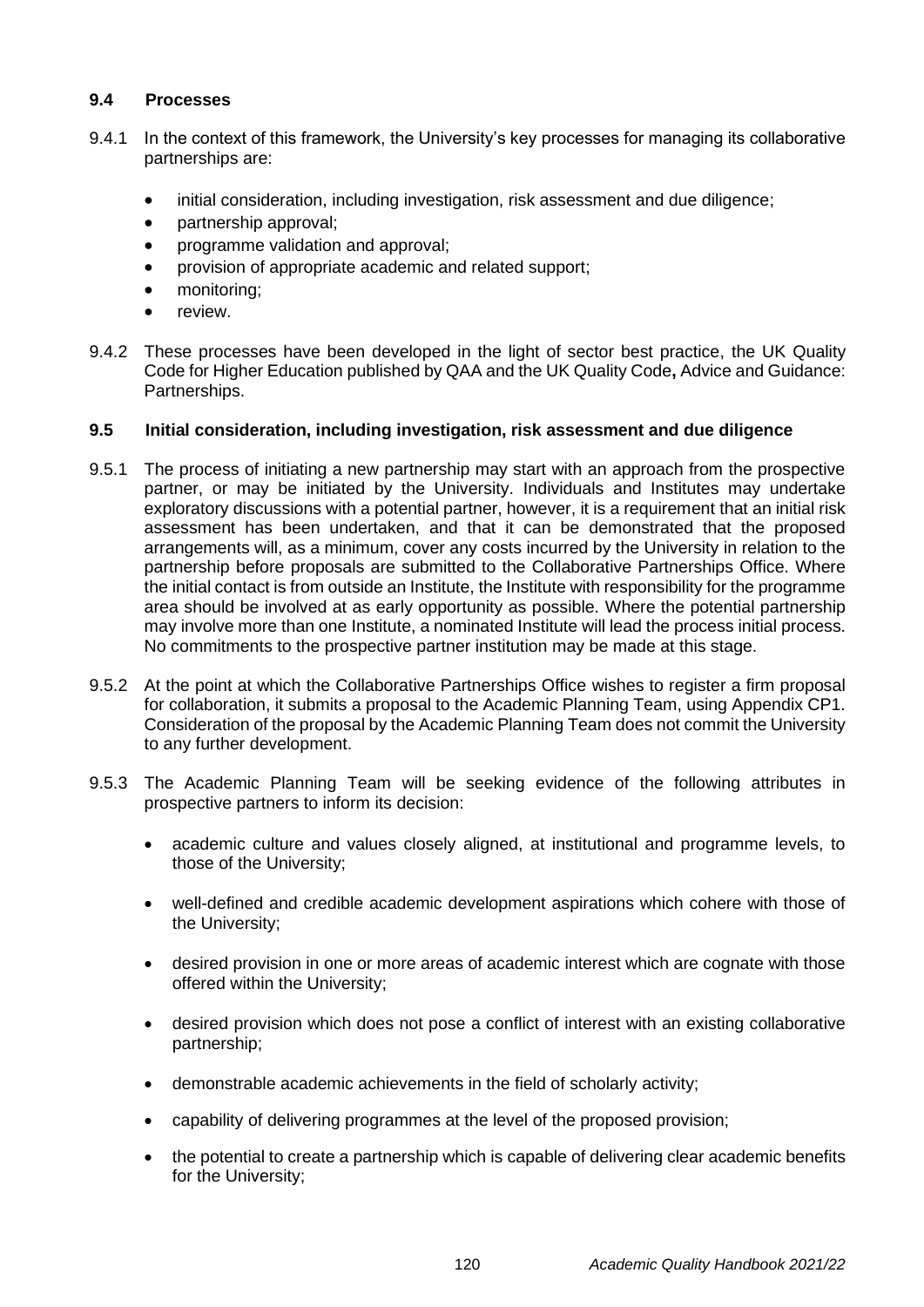### 9.4 Processes

9.4.1 In the context of this framework, the University's key processes for managing its collaborative partnerships are:

- initial consideration, including investigation, risk assessment and due diligence;
- partnership approval;
- programme validation and approval;
- provision of appropriate academic and related support;
- monitoring;
- review.

9.4.2 These processes have been developed in the light of sector best practice, the UK Quality Code for Higher Education published by QAA and the UK Quality Code**,** Advice and Guidance: Partnerships.

### 9.5 Initial consideration, including investigation, risk assessment and due diligence

9.5.1 The process of initiating a new partnership may start with an approach from the prospective partner, or may be initiated by the University. Individuals and Institutes may undertake exploratory discussions with a potential partner, however, it is a requirement that an initial risk assessment has been undertaken, and that it can be demonstrated that the proposed arrangements will, as a minimum, cover any costs incurred by the University in relation to the partnership before proposals are submitted to the Collaborative Partnerships Office. Where the initial contact is from outside an Institute, the Institute with responsibility for the programme area should be involved at as early opportunity as possible. Where the potential partnership may involve more than one Institute, a nominated Institute will lead the process initial process. No commitments to the prospective partner institution may be made at this stage.

9.5.2 At the point at which the Collaborative Partnerships Office wishes to register a firm proposal for collaboration, it submits a proposal to the Academic Planning Team, using Appendix CP1. Consideration of the proposal by the Academic Planning Team does not commit the University to any further development.

9.5.3 The Academic Planning Team will be seeking evidence of the following attributes in prospective partners to inform its decision:

- academic culture and values closely aligned, at institutional and programme levels, to those of the University;
- well-defined and credible academic development aspirations which cohere with those of the University;
- desired provision in one or more areas of academic interest which are cognate with those offered within the University;
- desired provision which does not pose a conflict of interest with an existing collaborative partnership;
- demonstrable academic achievements in the field of scholarly activity;
- capability of delivering programmes at the level of the proposed provision;
- the potential to create a partnership which is capable of delivering clear academic benefits for the University;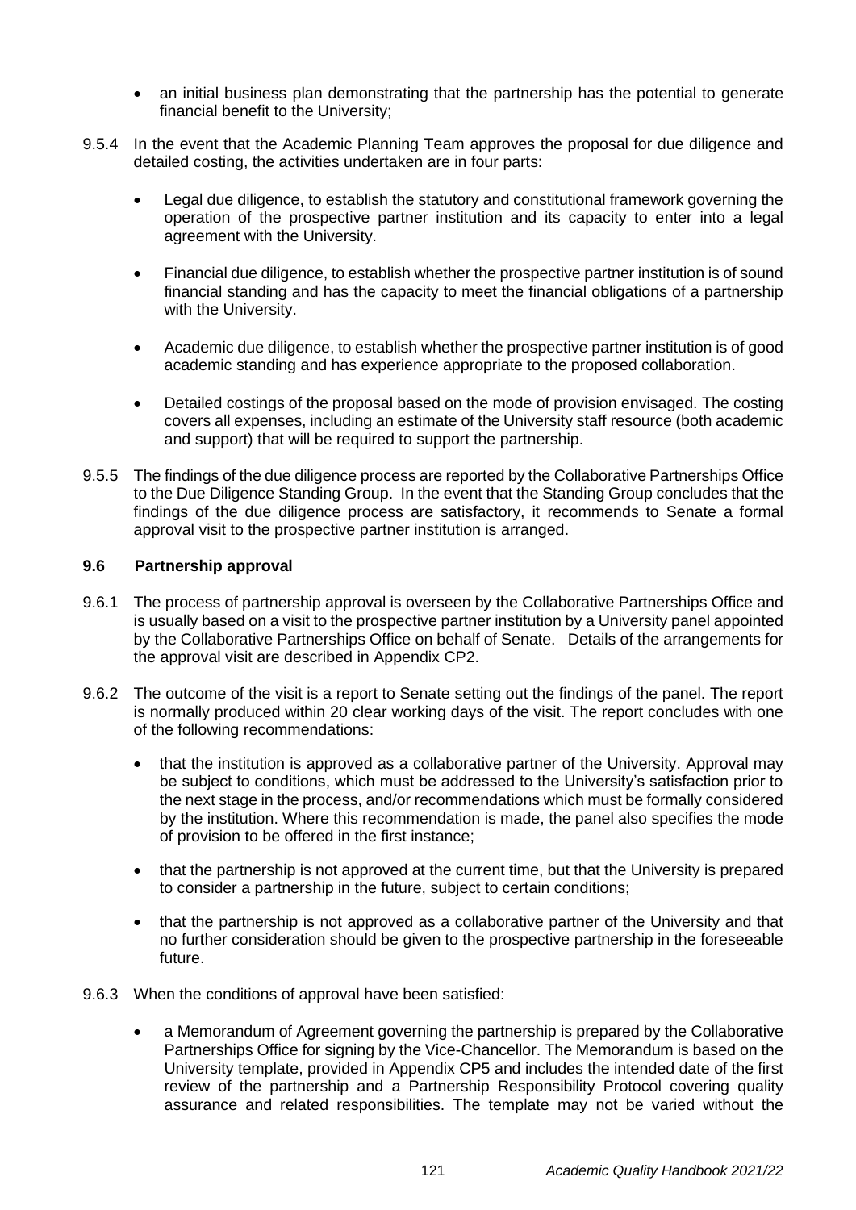- an initial business plan demonstrating that the partnership has the potential to generate financial benefit to the University;

9.5.4 In the event that the Academic Planning Team approves the proposal for due diligence and detailed costing, the activities undertaken are in four parts:

- Legal due diligence, to establish the statutory and constitutional framework governing the operation of the prospective partner institution and its capacity to enter into a legal agreement with the University.

- Financial due diligence, to establish whether the prospective partner institution is of sound financial standing and has the capacity to meet the financial obligations of a partnership with the University.

- Academic due diligence, to establish whether the prospective partner institution is of good academic standing and has experience appropriate to the proposed collaboration.

- Detailed costings of the proposal based on the mode of provision envisaged. The costing covers all expenses, including an estimate of the University staff resource (both academic and support) that will be required to support the partnership.

9.5.5 The findings of the due diligence process are reported by the Collaborative Partnerships Office to the Due Diligence Standing Group. In the event that the Standing Group concludes that the findings of the due diligence process are satisfactory, it recommends to Senate a formal approval visit to the prospective partner institution is arranged.

### 9.6 Partnership approval

9.6.1 The process of partnership approval is overseen by the Collaborative Partnerships Office and is usually based on a visit to the prospective partner institution by a University panel appointed by the Collaborative Partnerships Office on behalf of Senate. Details of the arrangements for the approval visit are described in Appendix CP2.

9.6.2 The outcome of the visit is a report to Senate setting out the findings of the panel. The report is normally produced within 20 clear working days of the visit. The report concludes with one of the following recommendations:

- that the institution is approved as a collaborative partner of the University. Approval may be subject to conditions, which must be addressed to the University's satisfaction prior to the next stage in the process, and/or recommendations which must be formally considered by the institution. Where this recommendation is made, the panel also specifies the mode of provision to be offered in the first instance;

- that the partnership is not approved at the current time, but that the University is prepared to consider a partnership in the future, subject to certain conditions;

- that the partnership is not approved as a collaborative partner of the University and that no further consideration should be given to the prospective partnership in the foreseeable future.

9.6.3 When the conditions of approval have been satisfied:

- a Memorandum of Agreement governing the partnership is prepared by the Collaborative Partnerships Office for signing by the Vice-Chancellor. The Memorandum is based on the University template, provided in Appendix CP5 and includes the intended date of the first review of the partnership and a Partnership Responsibility Protocol covering quality assurance and related responsibilities. The template may not be varied without the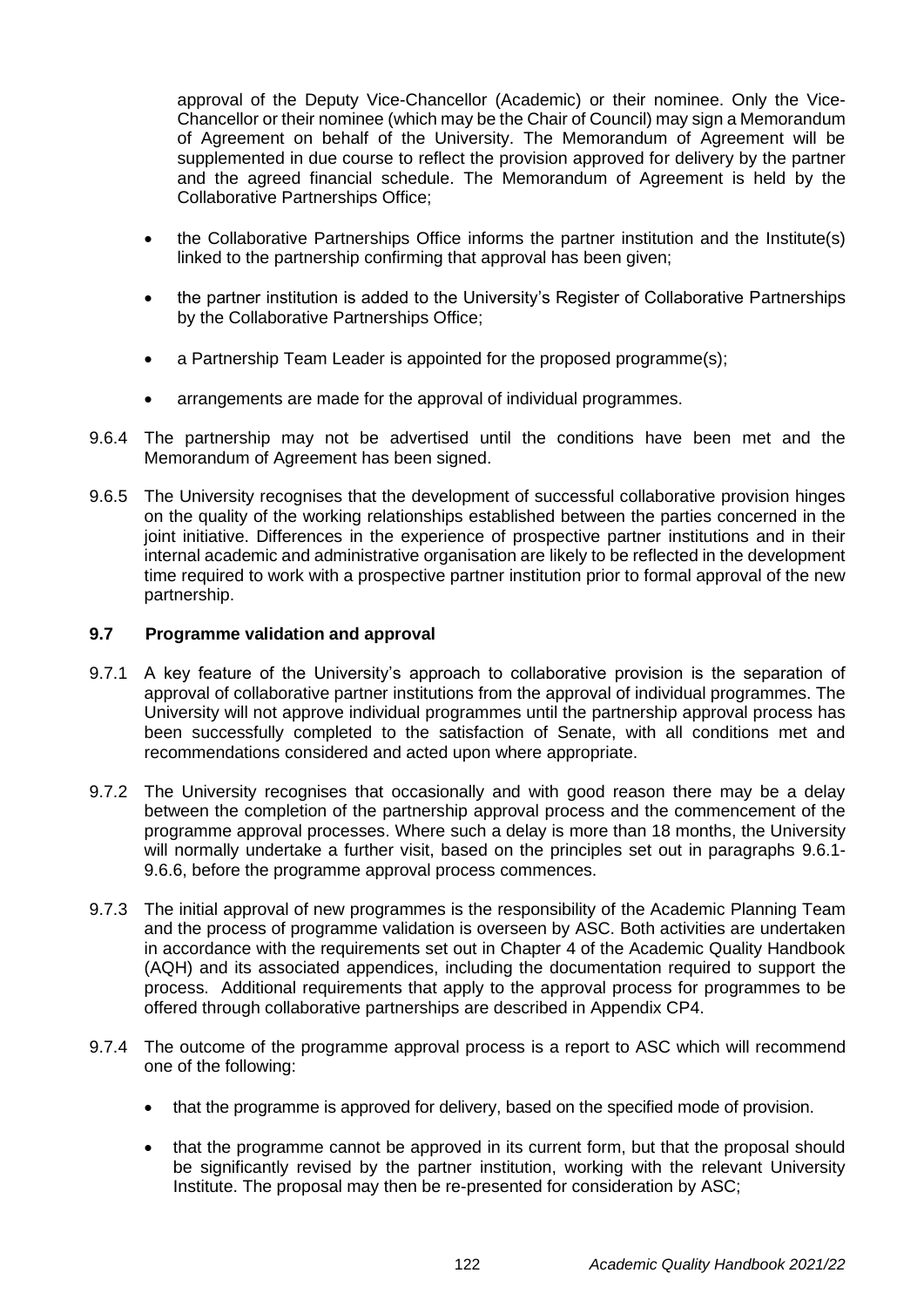approval of the Deputy Vice-Chancellor (Academic) or their nominee. Only the Vice-Chancellor or their nominee (which may be the Chair of Council) may sign a Memorandum of Agreement on behalf of the University. The Memorandum of Agreement will be supplemented in due course to reflect the provision approved for delivery by the partner and the agreed financial schedule. The Memorandum of Agreement is held by the Collaborative Partnerships Office;

- the Collaborative Partnerships Office informs the partner institution and the Institute(s) linked to the partnership confirming that approval has been given;
- the partner institution is added to the University's Register of Collaborative Partnerships by the Collaborative Partnerships Office;
- a Partnership Team Leader is appointed for the proposed programme(s);
- arrangements are made for the approval of individual programmes.

9.6.4 The partnership may not be advertised until the conditions have been met and the Memorandum of Agreement has been signed.

9.6.5 The University recognises that the development of successful collaborative provision hinges on the quality of the working relationships established between the parties concerned in the joint initiative. Differences in the experience of prospective partner institutions and in their internal academic and administrative organisation are likely to be reflected in the development time required to work with a prospective partner institution prior to formal approval of the new partnership.

### 9.7 Programme validation and approval

9.7.1 A key feature of the University's approach to collaborative provision is the separation of approval of collaborative partner institutions from the approval of individual programmes. The University will not approve individual programmes until the partnership approval process has been successfully completed to the satisfaction of Senate, with all conditions met and recommendations considered and acted upon where appropriate.

9.7.2 The University recognises that occasionally and with good reason there may be a delay between the completion of the partnership approval process and the commencement of the programme approval processes. Where such a delay is more than 18 months, the University will normally undertake a further visit, based on the principles set out in paragraphs 9.6.1-9.6.6, before the programme approval process commences.

9.7.3 The initial approval of new programmes is the responsibility of the Academic Planning Team and the process of programme validation is overseen by ASC. Both activities are undertaken in accordance with the requirements set out in Chapter 4 of the Academic Quality Handbook (AQH) and its associated appendices, including the documentation required to support the process. Additional requirements that apply to the approval process for programmes to be offered through collaborative partnerships are described in Appendix CP4.

9.7.4 The outcome of the programme approval process is a report to ASC which will recommend one of the following:

- that the programme is approved for delivery, based on the specified mode of provision.
- that the programme cannot be approved in its current form, but that the proposal should be significantly revised by the partner institution, working with the relevant University Institute. The proposal may then be re-presented for consideration by ASC;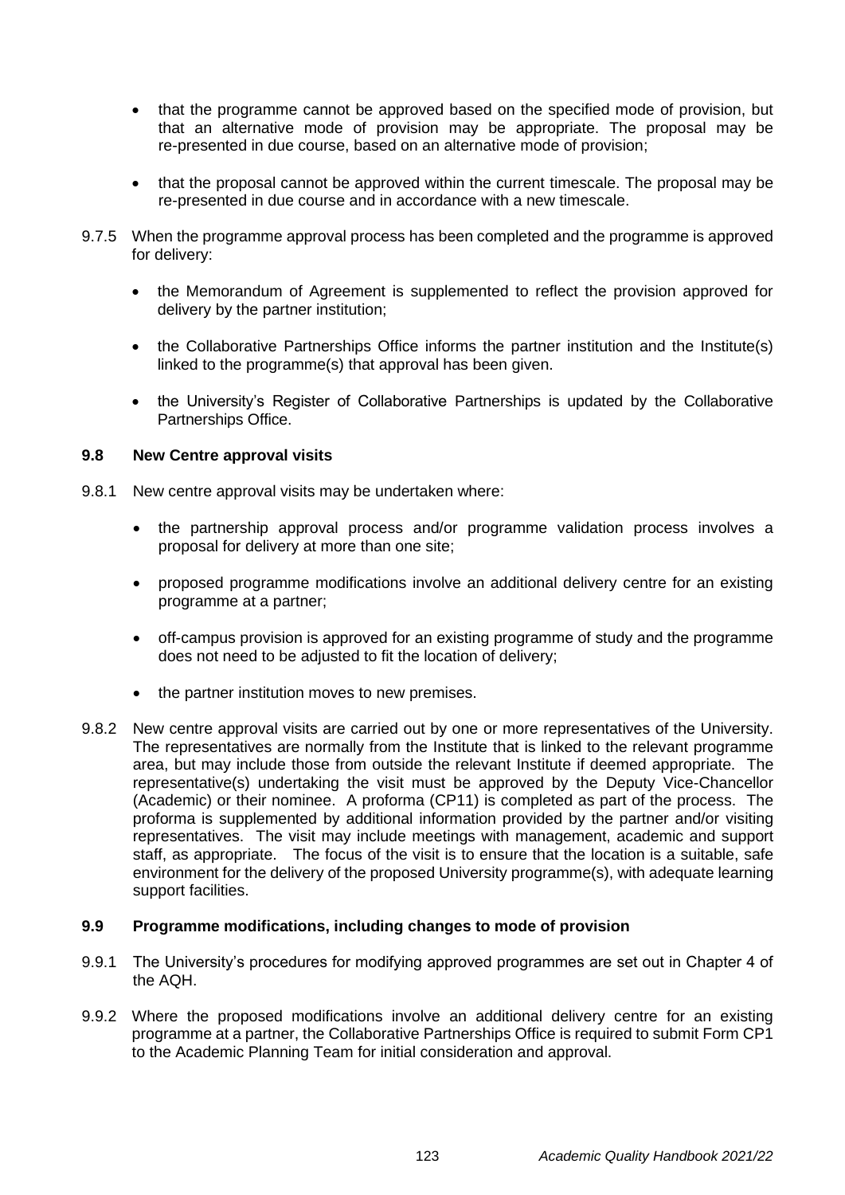- that the programme cannot be approved based on the specified mode of provision, but that an alternative mode of provision may be appropriate. The proposal may be re-presented in due course, based on an alternative mode of provision;

- that the proposal cannot be approved within the current timescale. The proposal may be re-presented in due course and in accordance with a new timescale.

9.7.5 When the programme approval process has been completed and the programme is approved for delivery:

- the Memorandum of Agreement is supplemented to reflect the provision approved for delivery by the partner institution;

- the Collaborative Partnerships Office informs the partner institution and the Institute(s) linked to the programme(s) that approval has been given.

- the University's Register of Collaborative Partnerships is updated by the Collaborative Partnerships Office.

### 9.8 New Centre approval visits

9.8.1 New centre approval visits may be undertaken where:

- the partnership approval process and/or programme validation process involves a proposal for delivery at more than one site;

- proposed programme modifications involve an additional delivery centre for an existing programme at a partner;

- off-campus provision is approved for an existing programme of study and the programme does not need to be adjusted to fit the location of delivery;

- the partner institution moves to new premises.

9.8.2 New centre approval visits are carried out by one or more representatives of the University. The representatives are normally from the Institute that is linked to the relevant programme area, but may include those from outside the relevant Institute if deemed appropriate. The representative(s) undertaking the visit must be approved by the Deputy Vice-Chancellor (Academic) or their nominee. A proforma (CP11) is completed as part of the process. The proforma is supplemented by additional information provided by the partner and/or visiting representatives. The visit may include meetings with management, academic and support staff, as appropriate. The focus of the visit is to ensure that the location is a suitable, safe environment for the delivery of the proposed University programme(s), with adequate learning support facilities.

### 9.9 Programme modifications, including changes to mode of provision

9.9.1 The University's procedures for modifying approved programmes are set out in Chapter 4 of the AQH.

9.9.2 Where the proposed modifications involve an additional delivery centre for an existing programme at a partner, the Collaborative Partnerships Office is required to submit Form CP1 to the Academic Planning Team for initial consideration and approval.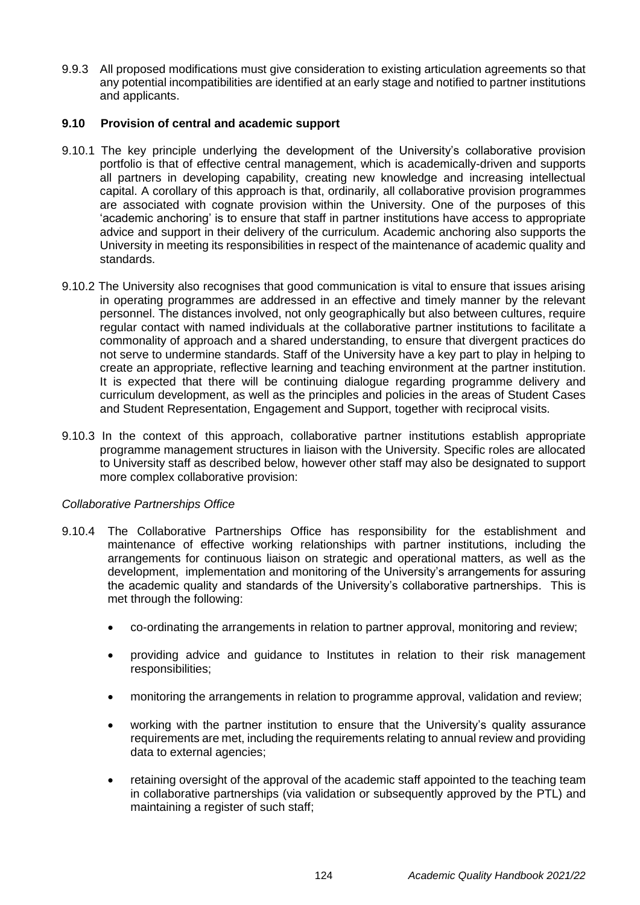9.9.3 All proposed modifications must give consideration to existing articulation agreements so that any potential incompatibilities are identified at an early stage and notified to partner institutions and applicants.

### 9.10 Provision of central and academic support

9.10.1 The key principle underlying the development of the University's collaborative provision portfolio is that of effective central management, which is academically-driven and supports all partners in developing capability, creating new knowledge and increasing intellectual capital. A corollary of this approach is that, ordinarily, all collaborative provision programmes are associated with cognate provision within the University. One of the purposes of this 'academic anchoring' is to ensure that staff in partner institutions have access to appropriate advice and support in their delivery of the curriculum. Academic anchoring also supports the University in meeting its responsibilities in respect of the maintenance of academic quality and standards.

9.10.2 The University also recognises that good communication is vital to ensure that issues arising in operating programmes are addressed in an effective and timely manner by the relevant personnel. The distances involved, not only geographically but also between cultures, require regular contact with named individuals at the collaborative partner institutions to facilitate a commonality of approach and a shared understanding, to ensure that divergent practices do not serve to undermine standards. Staff of the University have a key part to play in helping to create an appropriate, reflective learning and teaching environment at the partner institution. It is expected that there will be continuing dialogue regarding programme delivery and curriculum development, as well as the principles and policies in the areas of Student Cases and Student Representation, Engagement and Support, together with reciprocal visits.

9.10.3 In the context of this approach, collaborative partner institutions establish appropriate programme management structures in liaison with the University. Specific roles are allocated to University staff as described below, however other staff may also be designated to support more complex collaborative provision:

*Collaborative Partnerships Office*

9.10.4 The Collaborative Partnerships Office has responsibility for the establishment and maintenance of effective working relationships with partner institutions, including the arrangements for continuous liaison on strategic and operational matters, as well as the development, implementation and monitoring of the University's arrangements for assuring the academic quality and standards of the University's collaborative partnerships. This is met through the following:

- co-ordinating the arrangements in relation to partner approval, monitoring and review;
- providing advice and guidance to Institutes in relation to their risk management responsibilities;
- monitoring the arrangements in relation to programme approval, validation and review;
- working with the partner institution to ensure that the University's quality assurance requirements are met, including the requirements relating to annual review and providing data to external agencies;
- retaining oversight of the approval of the academic staff appointed to the teaching team in collaborative partnerships (via validation or subsequently approved by the PTL) and maintaining a register of such staff;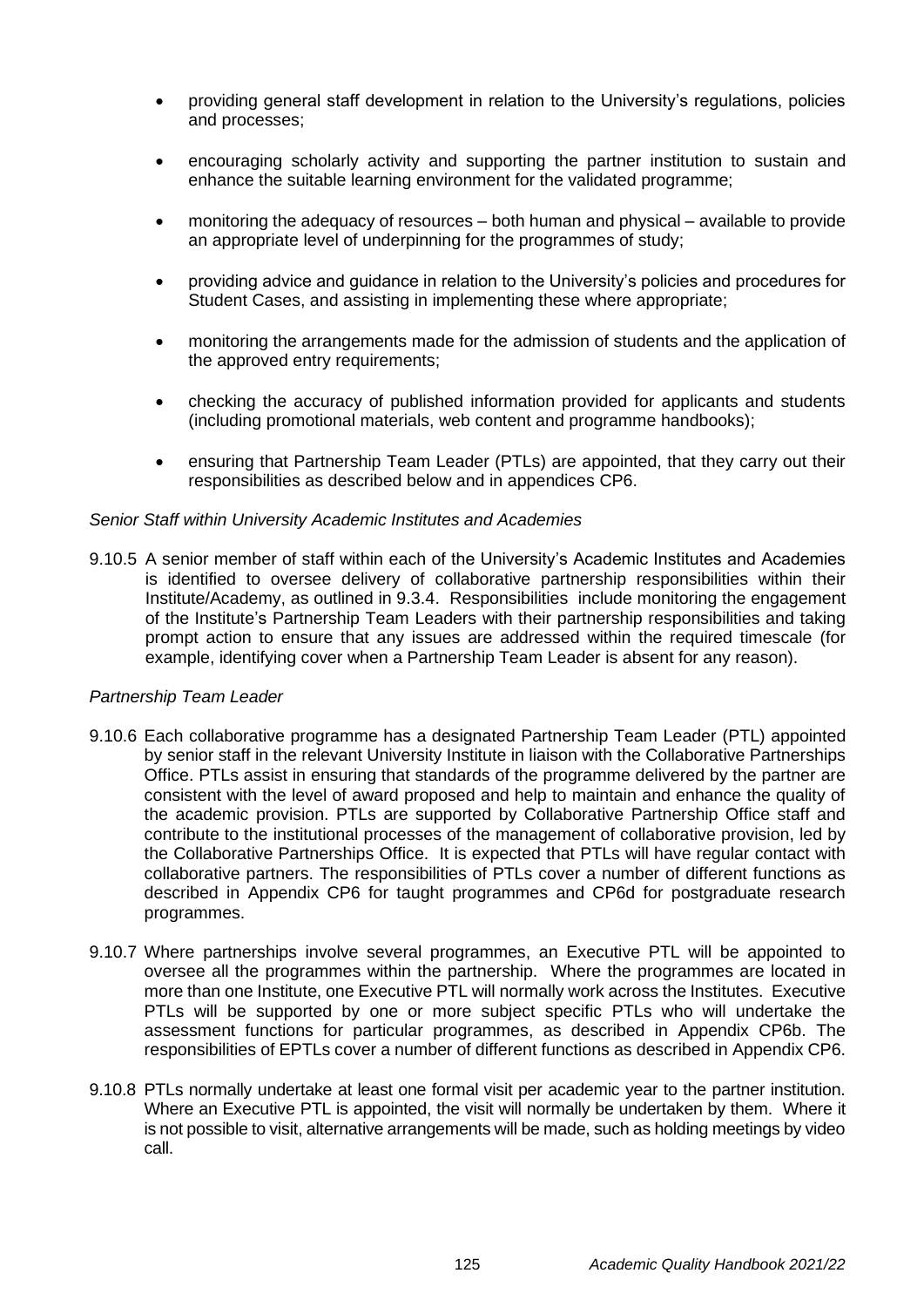- providing general staff development in relation to the University's regulations, policies and processes;
- encouraging scholarly activity and supporting the partner institution to sustain and enhance the suitable learning environment for the validated programme;
- monitoring the adequacy of resources – both human and physical – available to provide an appropriate level of underpinning for the programmes of study;
- providing advice and guidance in relation to the University's policies and procedures for Student Cases, and assisting in implementing these where appropriate;
- monitoring the arrangements made for the admission of students and the application of the approved entry requirements;
- checking the accuracy of published information provided for applicants and students (including promotional materials, web content and programme handbooks);
- ensuring that Partnership Team Leader (PTLs) are appointed, that they carry out their responsibilities as described below and in appendices CP6.

*Senior Staff within University Academic Institutes and Academies*

9.10.5 A senior member of staff within each of the University's Academic Institutes and Academies is identified to oversee delivery of collaborative partnership responsibilities within their Institute/Academy, as outlined in 9.3.4. Responsibilities include monitoring the engagement of the Institute's Partnership Team Leaders with their partnership responsibilities and taking prompt action to ensure that any issues are addressed within the required timescale (for example, identifying cover when a Partnership Team Leader is absent for any reason).

*Partnership Team Leader*

9.10.6 Each collaborative programme has a designated Partnership Team Leader (PTL) appointed by senior staff in the relevant University Institute in liaison with the Collaborative Partnerships Office. PTLs assist in ensuring that standards of the programme delivered by the partner are consistent with the level of award proposed and help to maintain and enhance the quality of the academic provision. PTLs are supported by Collaborative Partnership Office staff and contribute to the institutional processes of the management of collaborative provision, led by the Collaborative Partnerships Office. It is expected that PTLs will have regular contact with collaborative partners. The responsibilities of PTLs cover a number of different functions as described in Appendix CP6 for taught programmes and CP6d for postgraduate research programmes.

9.10.7 Where partnerships involve several programmes, an Executive PTL will be appointed to oversee all the programmes within the partnership. Where the programmes are located in more than one Institute, one Executive PTL will normally work across the Institutes. Executive PTLs will be supported by one or more subject specific PTLs who will undertake the assessment functions for particular programmes, as described in Appendix CP6b. The responsibilities of EPTLs cover a number of different functions as described in Appendix CP6.

9.10.8 PTLs normally undertake at least one formal visit per academic year to the partner institution. Where an Executive PTL is appointed, the visit will normally be undertaken by them. Where it is not possible to visit, alternative arrangements will be made, such as holding meetings by video call.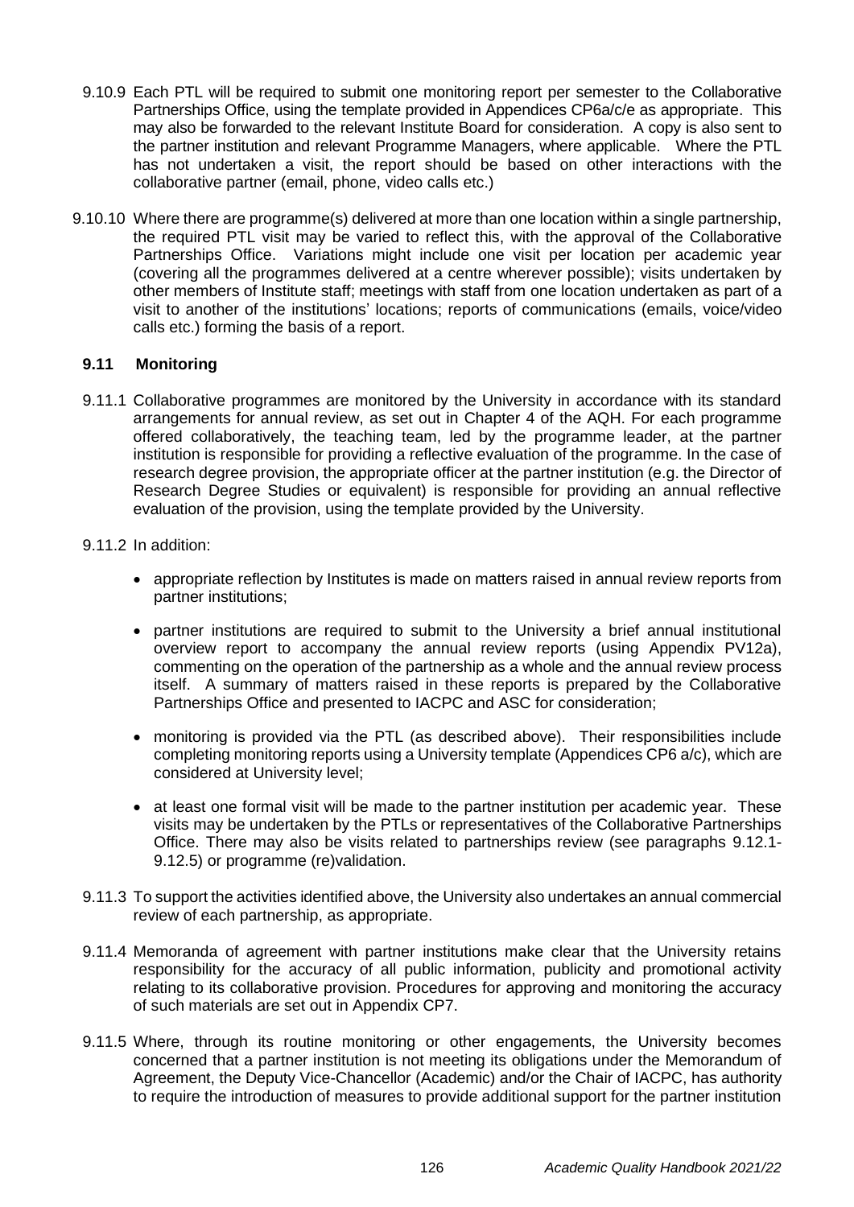9.10.9 Each PTL will be required to submit one monitoring report per semester to the Collaborative Partnerships Office, using the template provided in Appendices CP6a/c/e as appropriate. This may also be forwarded to the relevant Institute Board for consideration. A copy is also sent to the partner institution and relevant Programme Managers, where applicable. Where the PTL has not undertaken a visit, the report should be based on other interactions with the collaborative partner (email, phone, video calls etc.)

9.10.10 Where there are programme(s) delivered at more than one location within a single partnership, the required PTL visit may be varied to reflect this, with the approval of the Collaborative Partnerships Office. Variations might include one visit per location per academic year (covering all the programmes delivered at a centre wherever possible); visits undertaken by other members of Institute staff; meetings with staff from one location undertaken as part of a visit to another of the institutions' locations; reports of communications (emails, voice/video calls etc.) forming the basis of a report.

### 9.11 Monitoring

9.11.1 Collaborative programmes are monitored by the University in accordance with its standard arrangements for annual review, as set out in Chapter 4 of the AQH. For each programme offered collaboratively, the teaching team, led by the programme leader, at the partner institution is responsible for providing a reflective evaluation of the programme. In the case of research degree provision, the appropriate officer at the partner institution (e.g. the Director of Research Degree Studies or equivalent) is responsible for providing an annual reflective evaluation of the provision, using the template provided by the University.

9.11.2 In addition:

- appropriate reflection by Institutes is made on matters raised in annual review reports from partner institutions;
- partner institutions are required to submit to the University a brief annual institutional overview report to accompany the annual review reports (using Appendix PV12a), commenting on the operation of the partnership as a whole and the annual review process itself. A summary of matters raised in these reports is prepared by the Collaborative Partnerships Office and presented to IACPC and ASC for consideration;
- monitoring is provided via the PTL (as described above). Their responsibilities include completing monitoring reports using a University template (Appendices CP6 a/c), which are considered at University level;
- at least one formal visit will be made to the partner institution per academic year. These visits may be undertaken by the PTLs or representatives of the Collaborative Partnerships Office. There may also be visits related to partnerships review (see paragraphs 9.12.1-9.12.5) or programme (re)validation.

9.11.3 To support the activities identified above, the University also undertakes an annual commercial review of each partnership, as appropriate.

9.11.4 Memoranda of agreement with partner institutions make clear that the University retains responsibility for the accuracy of all public information, publicity and promotional activity relating to its collaborative provision. Procedures for approving and monitoring the accuracy of such materials are set out in Appendix CP7.

9.11.5 Where, through its routine monitoring or other engagements, the University becomes concerned that a partner institution is not meeting its obligations under the Memorandum of Agreement, the Deputy Vice-Chancellor (Academic) and/or the Chair of IACPC, has authority to require the introduction of measures to provide additional support for the partner institution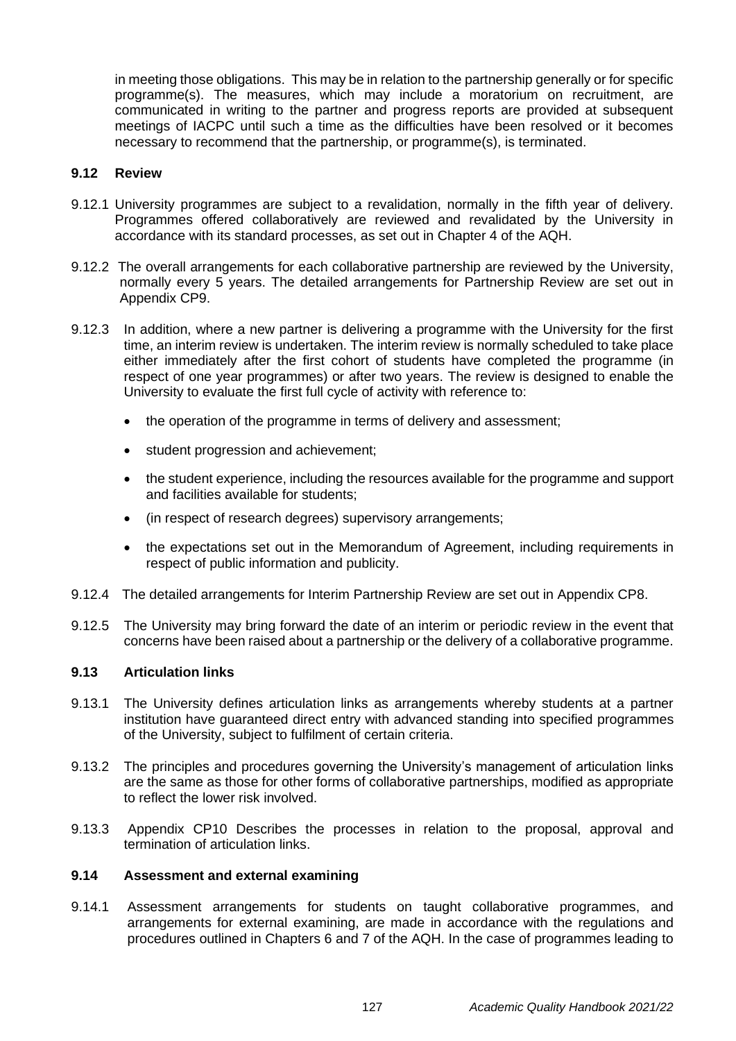in meeting those obligations. This may be in relation to the partnership generally or for specific programme(s). The measures, which may include a moratorium on recruitment, are communicated in writing to the partner and progress reports are provided at subsequent meetings of IACPC until such a time as the difficulties have been resolved or it becomes necessary to recommend that the partnership, or programme(s), is terminated.

### 9.12 Review

9.12.1 University programmes are subject to a revalidation, normally in the fifth year of delivery. Programmes offered collaboratively are reviewed and revalidated by the University in accordance with its standard processes, as set out in Chapter 4 of the AQH.

9.12.2 The overall arrangements for each collaborative partnership are reviewed by the University, normally every 5 years. The detailed arrangements for Partnership Review are set out in Appendix CP9.

9.12.3 In addition, where a new partner is delivering a programme with the University for the first time, an interim review is undertaken. The interim review is normally scheduled to take place either immediately after the first cohort of students have completed the programme (in respect of one year programmes) or after two years. The review is designed to enable the University to evaluate the first full cycle of activity with reference to:

- the operation of the programme in terms of delivery and assessment;
- student progression and achievement;
- the student experience, including the resources available for the programme and support and facilities available for students;
- (in respect of research degrees) supervisory arrangements;
- the expectations set out in the Memorandum of Agreement, including requirements in respect of public information and publicity.

9.12.4 The detailed arrangements for Interim Partnership Review are set out in Appendix CP8.

9.12.5 The University may bring forward the date of an interim or periodic review in the event that concerns have been raised about a partnership or the delivery of a collaborative programme.

### 9.13 Articulation links

9.13.1 The University defines articulation links as arrangements whereby students at a partner institution have guaranteed direct entry with advanced standing into specified programmes of the University, subject to fulfilment of certain criteria.

9.13.2 The principles and procedures governing the University's management of articulation links are the same as those for other forms of collaborative partnerships, modified as appropriate to reflect the lower risk involved.

9.13.3 Appendix CP10 Describes the processes in relation to the proposal, approval and termination of articulation links.

### 9.14 Assessment and external examining

9.14.1 Assessment arrangements for students on taught collaborative programmes, and arrangements for external examining, are made in accordance with the regulations and procedures outlined in Chapters 6 and 7 of the AQH. In the case of programmes leading to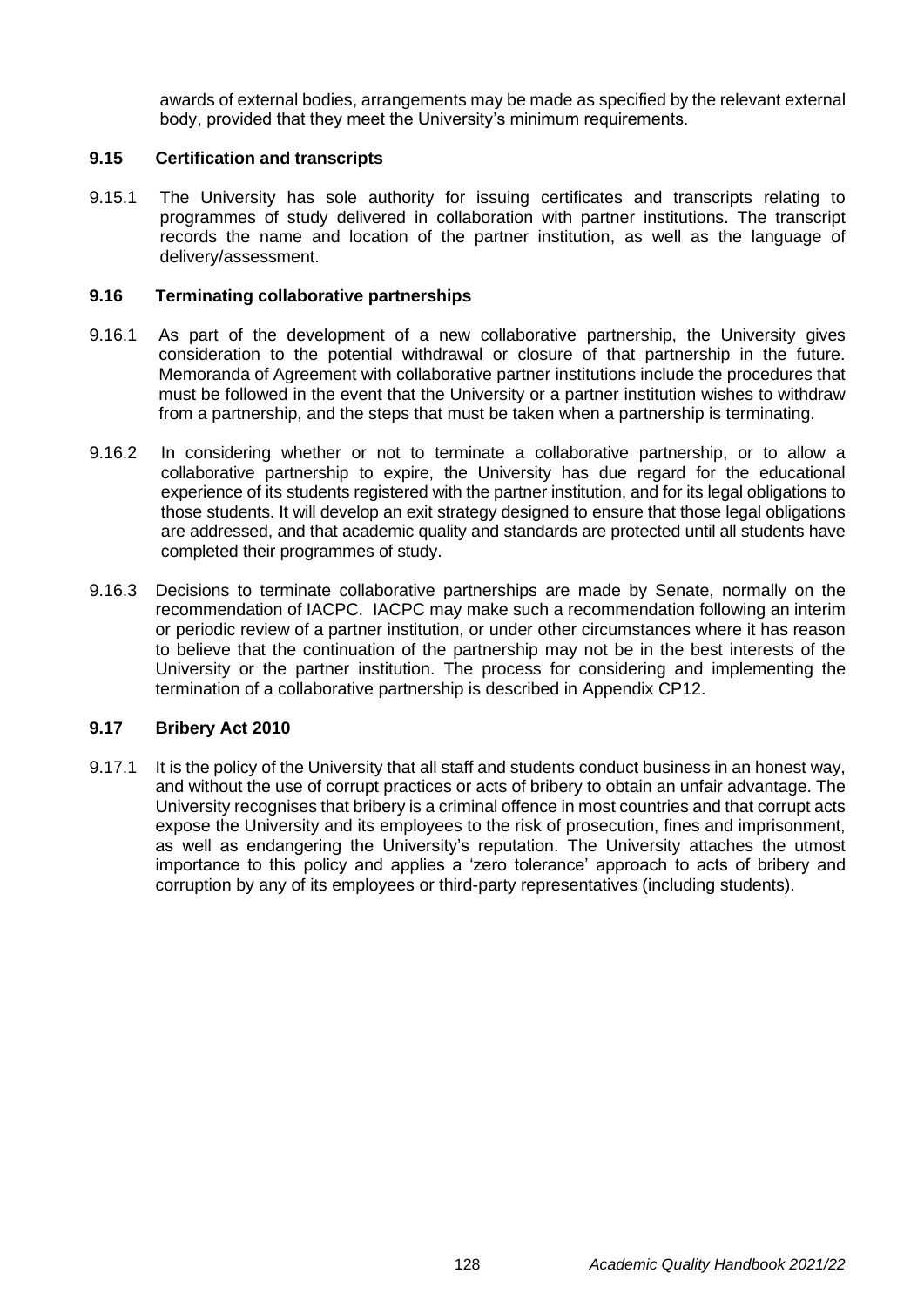awards of external bodies, arrangements may be made as specified by the relevant external body, provided that they meet the University's minimum requirements.

### 9.15 Certification and transcripts

9.15.1 The University has sole authority for issuing certificates and transcripts relating to programmes of study delivered in collaboration with partner institutions. The transcript records the name and location of the partner institution, as well as the language of delivery/assessment.

### 9.16 Terminating collaborative partnerships

9.16.1 As part of the development of a new collaborative partnership, the University gives consideration to the potential withdrawal or closure of that partnership in the future. Memoranda of Agreement with collaborative partner institutions include the procedures that must be followed in the event that the University or a partner institution wishes to withdraw from a partnership, and the steps that must be taken when a partnership is terminating.

9.16.2 In considering whether or not to terminate a collaborative partnership, or to allow a collaborative partnership to expire, the University has due regard for the educational experience of its students registered with the partner institution, and for its legal obligations to those students. It will develop an exit strategy designed to ensure that those legal obligations are addressed, and that academic quality and standards are protected until all students have completed their programmes of study.

9.16.3 Decisions to terminate collaborative partnerships are made by Senate, normally on the recommendation of IACPC. IACPC may make such a recommendation following an interim or periodic review of a partner institution, or under other circumstances where it has reason to believe that the continuation of the partnership may not be in the best interests of the University or the partner institution. The process for considering and implementing the termination of a collaborative partnership is described in Appendix CP12.

### 9.17 Bribery Act 2010

9.17.1 It is the policy of the University that all staff and students conduct business in an honest way, and without the use of corrupt practices or acts of bribery to obtain an unfair advantage. The University recognises that bribery is a criminal offence in most countries and that corrupt acts expose the University and its employees to the risk of prosecution, fines and imprisonment, as well as endangering the University's reputation. The University attaches the utmost importance to this policy and applies a 'zero tolerance' approach to acts of bribery and corruption by any of its employees or third-party representatives (including students).